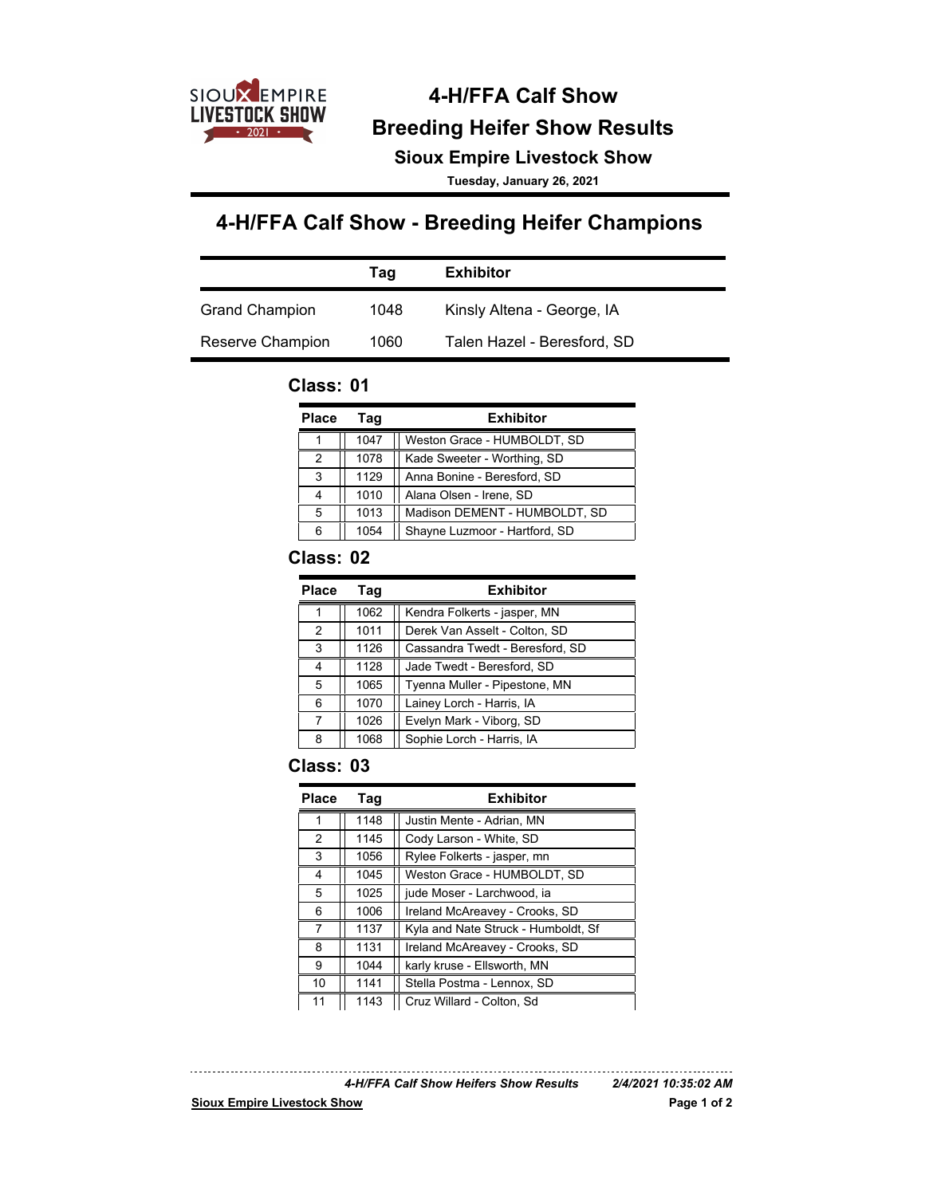# 4-H/FFA Calf Show

## Breeding Heifer Show Results

### Sioux Empire Livestock Show

**Tuesday, January 26, 2021**

## 4-H/FFA Calf Show - Breeding Heifer Champions

| | Tag | Exhibitor |
|---|---|---|
| Grand Champion | 1048 | Kinsly Altena - George, IA |
| Reserve Champion | 1060 | Talen Hazel - Beresford, SD |

### Class: 01

| Place | Tag | Exhibitor |
|---|---|---|
| 1 | 1047 | Weston Grace - HUMBOLDT, SD |
| 2 | 1078 | Kade Sweeter - Worthing, SD |
| 3 | 1129 | Anna Bonine - Beresford, SD |
| 4 | 1010 | Alana Olsen - Irene, SD |
| 5 | 1013 | Madison DEMENT - HUMBOLDT, SD |
| 6 | 1054 | Shayne Luzmoor - Hartford, SD |

### Class: 02

| Place | Tag | Exhibitor |
|---|---|---|
| 1 | 1062 | Kendra Folkerts - jasper, MN |
| 2 | 1011 | Derek Van Asselt - Colton, SD |
| 3 | 1126 | Cassandra Twedt - Beresford, SD |
| 4 | 1128 | Jade Twedt - Beresford, SD |
| 5 | 1065 | Tyenna Muller - Pipestone, MN |
| 6 | 1070 | Lainey Lorch - Harris, IA |
| 7 | 1026 | Evelyn Mark - Viborg, SD |
| 8 | 1068 | Sophie Lorch - Harris, IA |

### Class: 03

| Place | Tag | Exhibitor |
|---|---|---|
| 1 | 1148 | Justin Mente - Adrian, MN |
| 2 | 1145 | Cody Larson - White, SD |
| 3 | 1056 | Rylee Folkerts - jasper, mn |
| 4 | 1045 | Weston Grace - HUMBOLDT, SD |
| 5 | 1025 | jude Moser - Larchwood, ia |
| 6 | 1006 | Ireland McAreavey - Crooks, SD |
| 7 | 1137 | Kyla and Nate Struck - Humboldt, Sf |
| 8 | 1131 | Ireland McAreavey - Crooks, SD |
| 9 | 1044 | karly kruse - Ellsworth, MN |
| 10 | 1141 | Stella Postma - Lennox, SD |
| 11 | 1143 | Cruz Willard - Colton, Sd |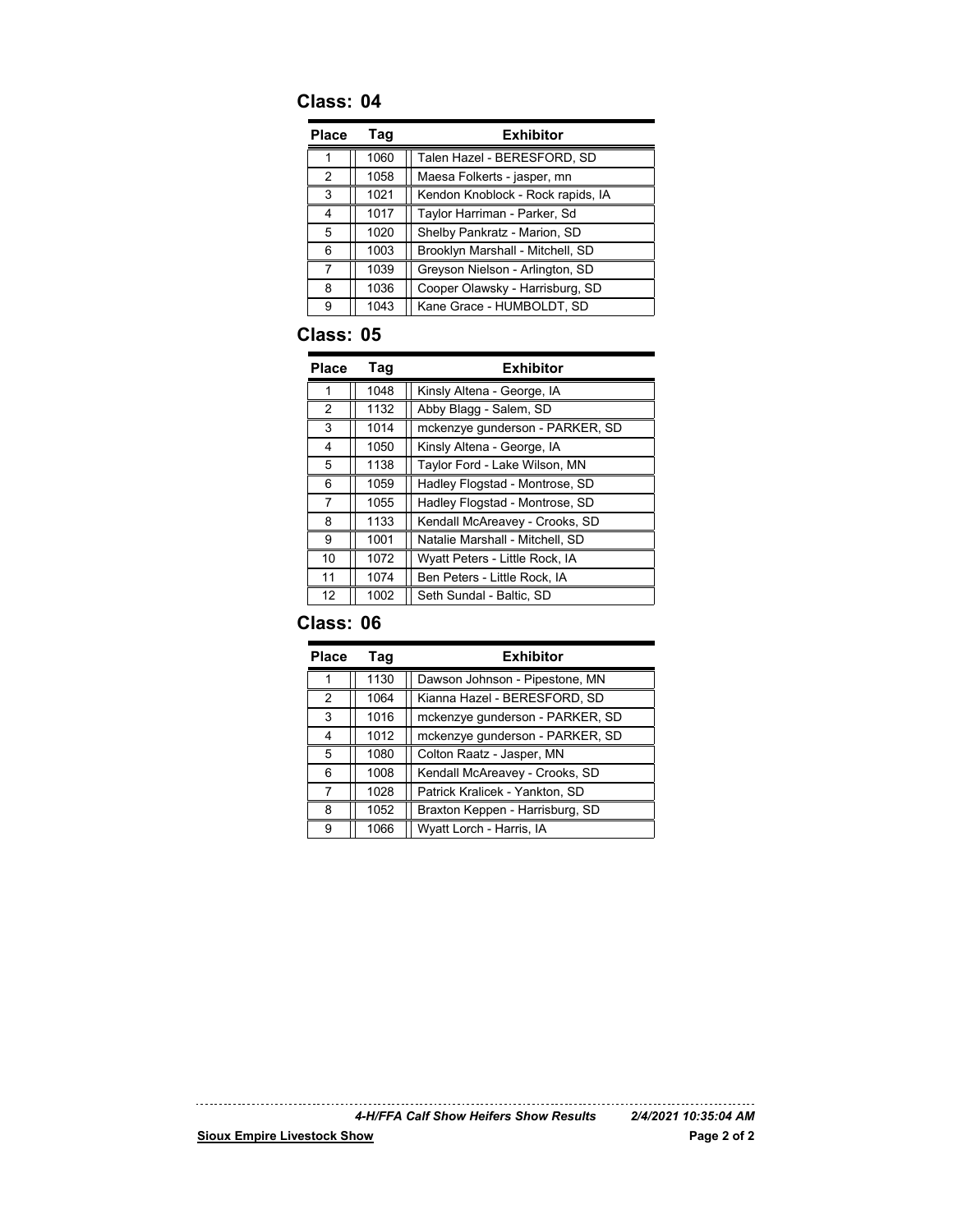## Class: 04

| Place | Tag | Exhibitor |
|---|---|---|
| 1 | 1060 | Talen Hazel - BERESFORD, SD |
| 2 | 1058 | Maesa Folkerts - jasper, mn |
| 3 | 1021 | Kendon Knoblock - Rock rapids, IA |
| 4 | 1017 | Taylor Harriman - Parker, Sd |
| 5 | 1020 | Shelby Pankratz - Marion, SD |
| 6 | 1003 | Brooklyn Marshall - Mitchell, SD |
| 7 | 1039 | Greyson Nielson - Arlington, SD |
| 8 | 1036 | Cooper Olawsky - Harrisburg, SD |
| 9 | 1043 | Kane Grace - HUMBOLDT, SD |

## Class: 05

| Place | Tag | Exhibitor |
|---|---|---|
| 1 | 1048 | Kinsly Altena - George, IA |
| 2 | 1132 | Abby Blagg - Salem, SD |
| 3 | 1014 | mckenzye gunderson - PARKER, SD |
| 4 | 1050 | Kinsly Altena - George, IA |
| 5 | 1138 | Taylor Ford - Lake Wilson, MN |
| 6 | 1059 | Hadley Flogstad - Montrose, SD |
| 7 | 1055 | Hadley Flogstad - Montrose, SD |
| 8 | 1133 | Kendall McAreavey - Crooks, SD |
| 9 | 1001 | Natalie Marshall - Mitchell, SD |
| 10 | 1072 | Wyatt Peters - Little Rock, IA |
| 11 | 1074 | Ben Peters - Little Rock, IA |
| 12 | 1002 | Seth Sundal - Baltic, SD |

## Class: 06

| Place | Tag | Exhibitor |
|---|---|---|
| 1 | 1130 | Dawson Johnson - Pipestone, MN |
| 2 | 1064 | Kianna Hazel - BERESFORD, SD |
| 3 | 1016 | mckenzye gunderson - PARKER, SD |
| 4 | 1012 | mckenzye gunderson - PARKER, SD |
| 5 | 1080 | Colton Raatz - Jasper, MN |
| 6 | 1008 | Kendall McAreavey - Crooks, SD |
| 7 | 1028 | Patrick Kralicek - Yankton, SD |
| 8 | 1052 | Braxton Keppen - Harrisburg, SD |
| 9 | 1066 | Wyatt Lorch - Harris, IA |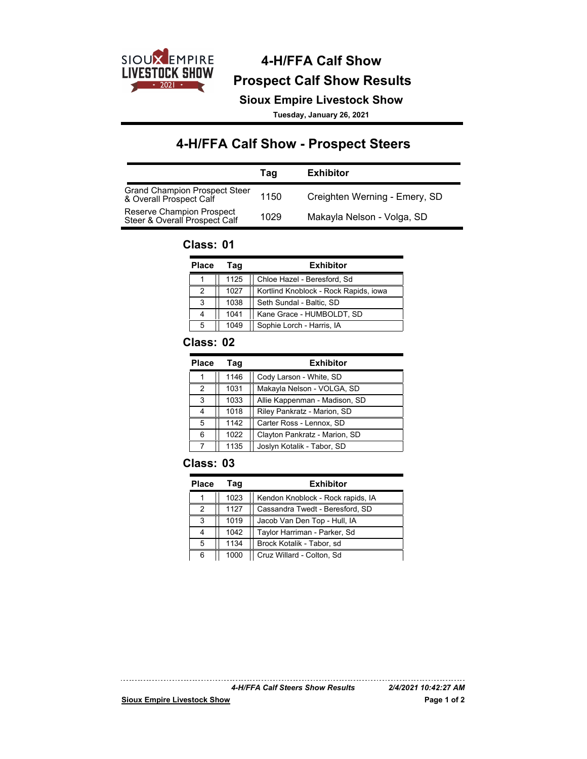# 4-H/FFA Calf Show

## Prospect Calf Show Results

### Sioux Empire Livestock Show

**Tuesday, January 26, 2021**

## 4-H/FFA Calf Show - Prospect Steers

| | Tag | Exhibitor |
|---|---|---|
| Grand Champion Prospect Steer & Overall Prospect Calf | 1150 | Creighten Werning - Emery, SD |
| Reserve Champion Prospect Steer & Overall Prospect Calf | 1029 | Makayla Nelson - Volga, SD |

### Class: 01

| Place | Tag | Exhibitor |
|---|---|---|
| 1 | 1125 | Chloe Hazel - Beresford, Sd |
| 2 | 1027 | Kortlind Knoblock - Rock Rapids, iowa |
| 3 | 1038 | Seth Sundal - Baltic, SD |
| 4 | 1041 | Kane Grace - HUMBOLDT, SD |
| 5 | 1049 | Sophie Lorch - Harris, IA |

### Class: 02

| Place | Tag | Exhibitor |
|---|---|---|
| 1 | 1146 | Cody Larson - White, SD |
| 2 | 1031 | Makayla Nelson - VOLGA, SD |
| 3 | 1033 | Allie Kappenman - Madison, SD |
| 4 | 1018 | Riley Pankratz - Marion, SD |
| 5 | 1142 | Carter Ross - Lennox, SD |
| 6 | 1022 | Clayton Pankratz - Marion, SD |
| 7 | 1135 | Joslyn Kotalik - Tabor, SD |

### Class: 03

| Place | Tag | Exhibitor |
|---|---|---|
| 1 | 1023 | Kendon Knoblock - Rock rapids, IA |
| 2 | 1127 | Cassandra Twedt - Beresford, SD |
| 3 | 1019 | Jacob Van Den Top - Hull, IA |
| 4 | 1042 | Taylor Harriman - Parker, Sd |
| 5 | 1134 | Brock Kotalik - Tabor, sd |
| 6 | 1000 | Cruz Willard - Colton, Sd |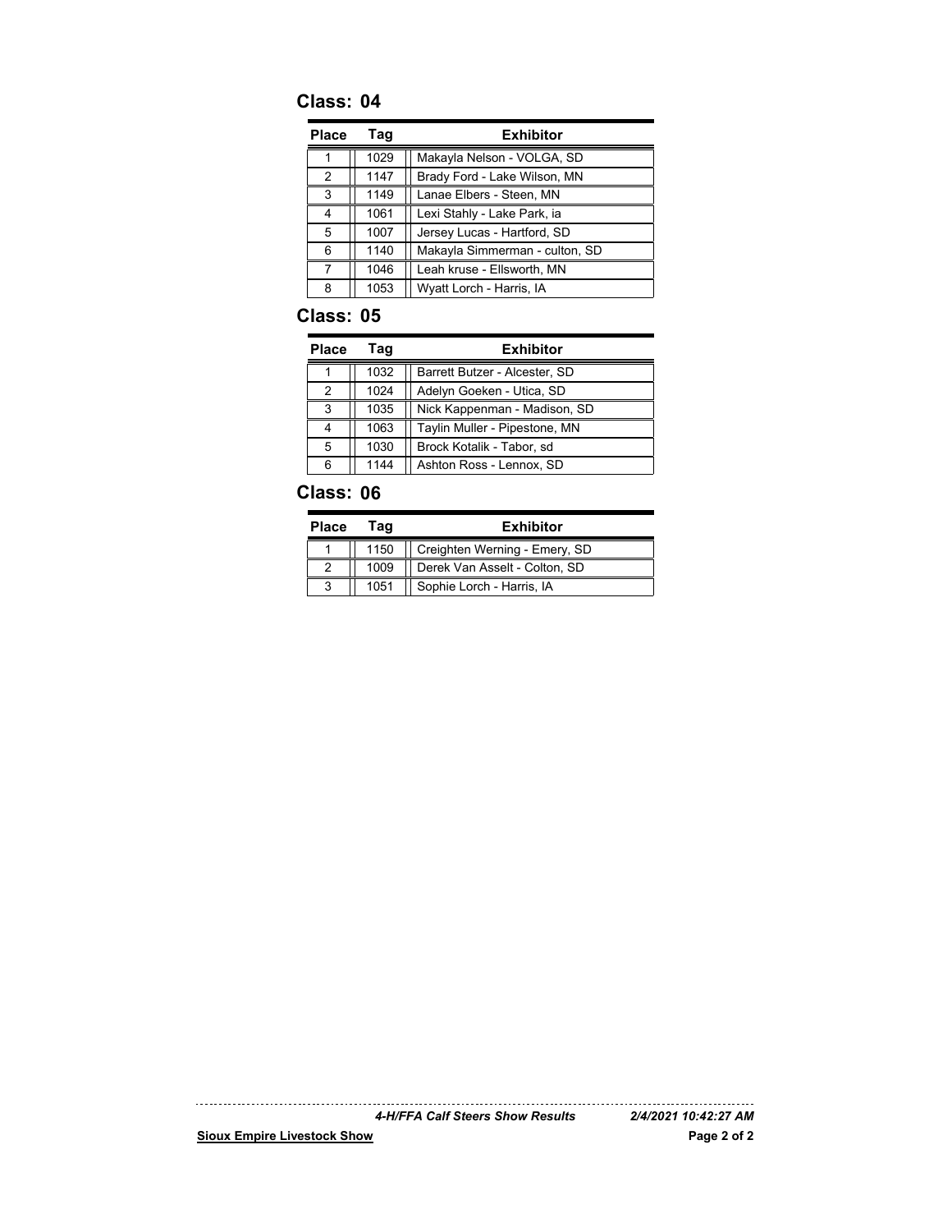## Class: 04

| Place | Tag | Exhibitor |
|---|---|---|
| 1 | 1029 | Makayla Nelson - VOLGA, SD |
| 2 | 1147 | Brady Ford - Lake Wilson, MN |
| 3 | 1149 | Lanae Elbers - Steen, MN |
| 4 | 1061 | Lexi Stahly - Lake Park, ia |
| 5 | 1007 | Jersey Lucas - Hartford, SD |
| 6 | 1140 | Makayla Simmerman - culton, SD |
| 7 | 1046 | Leah kruse - Ellsworth, MN |
| 8 | 1053 | Wyatt Lorch - Harris, IA |

## Class: 05

| Place | Tag | Exhibitor |
|---|---|---|
| 1 | 1032 | Barrett Butzer - Alcester, SD |
| 2 | 1024 | Adelyn Goeken - Utica, SD |
| 3 | 1035 | Nick Kappenman - Madison, SD |
| 4 | 1063 | Taylin Muller - Pipestone, MN |
| 5 | 1030 | Brock Kotalik - Tabor, sd |
| 6 | 1144 | Ashton Ross - Lennox, SD |

## Class: 06

| Place | Tag | Exhibitor |
|---|---|---|
| 1 | 1150 | Creighten Werning - Emery, SD |
| 2 | 1009 | Derek Van Asselt - Colton, SD |
| 3 | 1051 | Sophie Lorch - Harris, IA |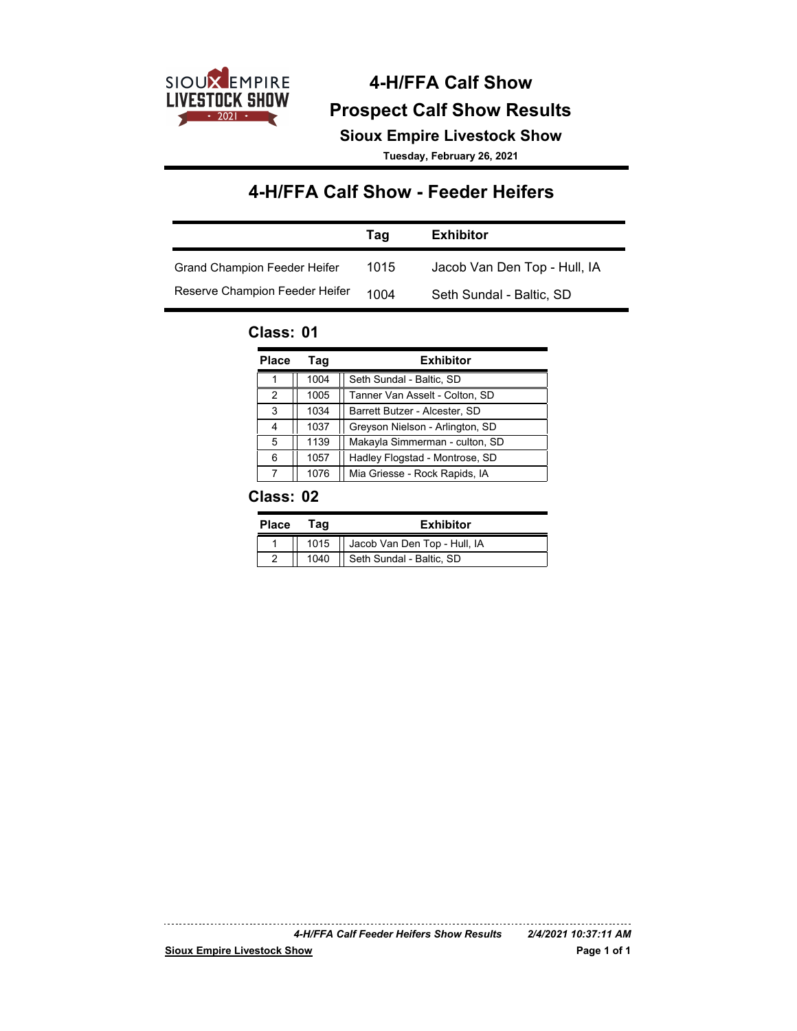# 4-H/FFA Calf Show

## Prospect Calf Show Results

### Sioux Empire Livestock Show

**Tuesday, February 26, 2021**

## 4-H/FFA Calf Show - Feeder Heifers

| | Tag | Exhibitor |
|---|---|---|
| Grand Champion Feeder Heifer | 1015 | Jacob Van Den Top - Hull, IA |
| Reserve Champion Feeder Heifer | 1004 | Seth Sundal - Baltic, SD |

### Class: 01

| Place | Tag | Exhibitor |
|---|---|---|
| 1 | 1004 | Seth Sundal - Baltic, SD |
| 2 | 1005 | Tanner Van Asselt - Colton, SD |
| 3 | 1034 | Barrett Butzer - Alcester, SD |
| 4 | 1037 | Greyson Nielson - Arlington, SD |
| 5 | 1139 | Makayla Simmerman - culton, SD |
| 6 | 1057 | Hadley Flogstad - Montrose, SD |
| 7 | 1076 | Mia Griesse - Rock Rapids, IA |

### Class: 02

| Place | Tag | Exhibitor |
|---|---|---|
| 1 | 1015 | Jacob Van Den Top - Hull, IA |
| 2 | 1040 | Seth Sundal - Baltic, SD |